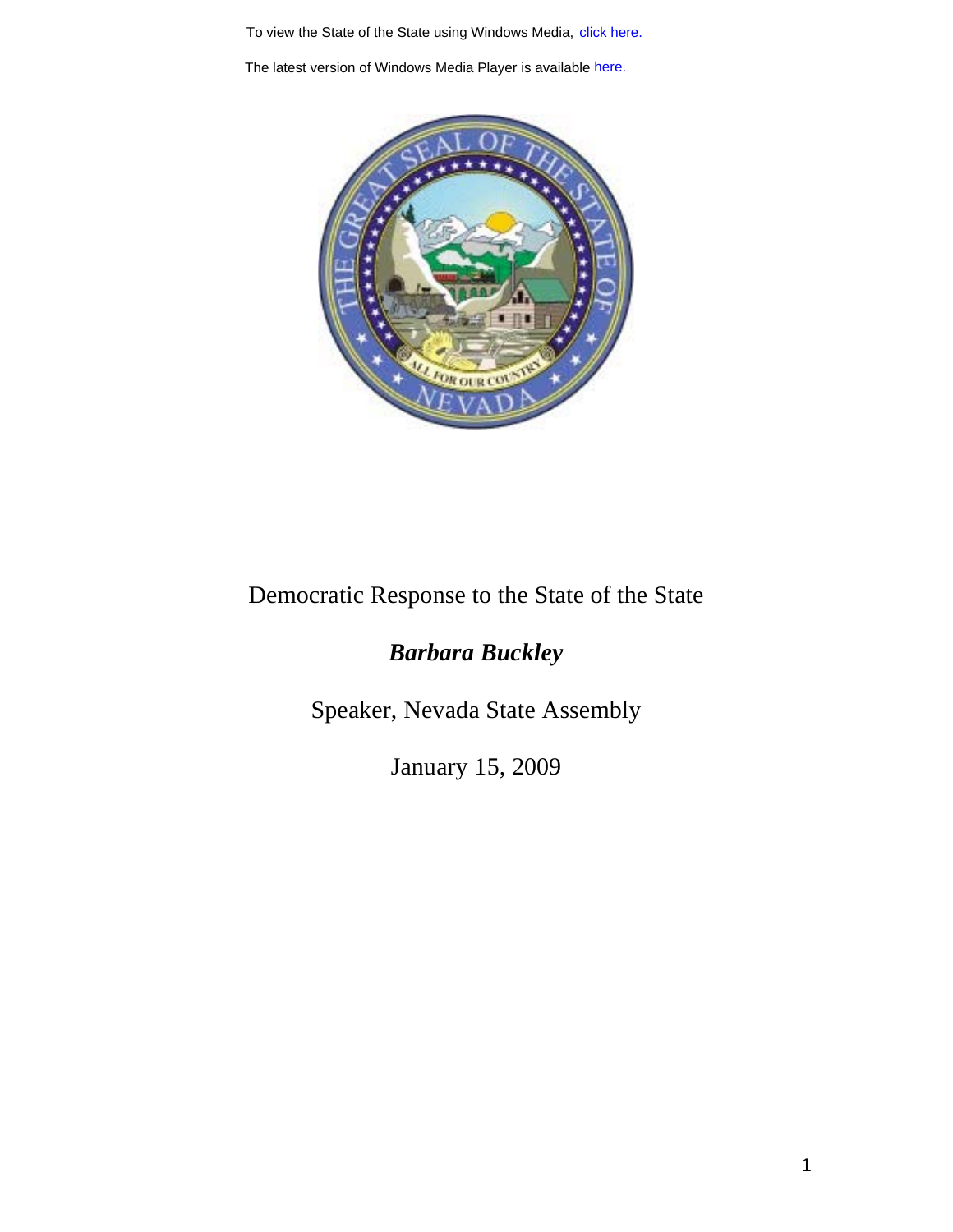To view the State of the State using Windows Media, click here.

The latest version of Windows Media Player is available here.

# Democratic Response to the State of the State

## *Barbara Buckley*

Speaker, Nevada State Assembly

January 15, 2009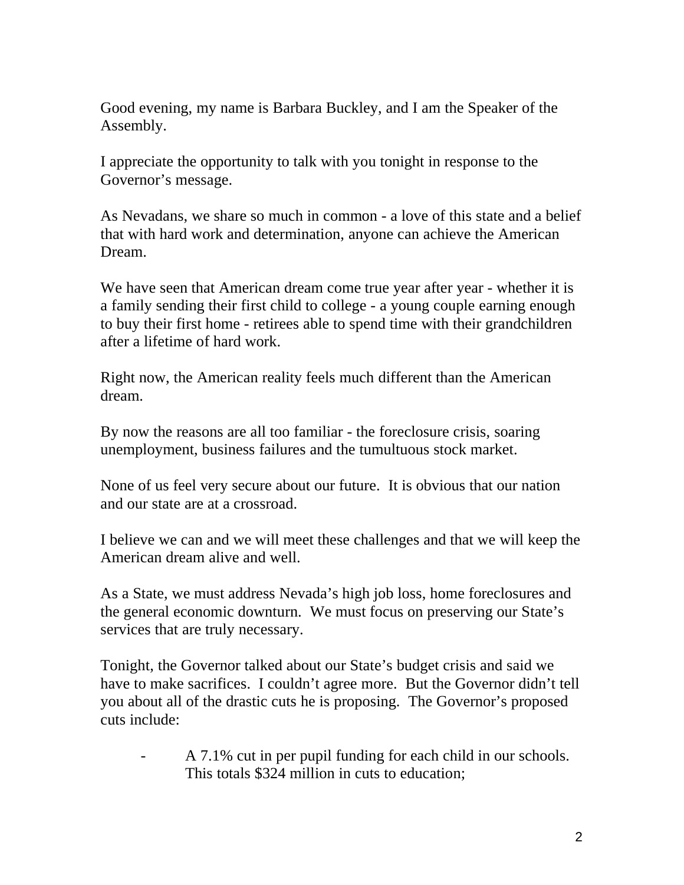Good evening, my name is Barbara Buckley, and I am the Speaker of the Assembly.

I appreciate the opportunity to talk with you tonight in response to the Governor's message.

As Nevadans, we share so much in common - a love of this state and a belief that with hard work and determination, anyone can achieve the American Dream.

We have seen that American dream come true year after year - whether it is a family sending their first child to college - a young couple earning enough to buy their first home - retirees able to spend time with their grandchildren after a lifetime of hard work.

Right now, the American reality feels much different than the American dream.

By now the reasons are all too familiar - the foreclosure crisis, soaring unemployment, business failures and the tumultuous stock market.

None of us feel very secure about our future. It is obvious that our nation and our state are at a crossroad.

I believe we can and we will meet these challenges and that we will keep the American dream alive and well.

As a State, we must address Nevada's high job loss, home foreclosures and the general economic downturn. We must focus on preserving our State's services that are truly necessary.

Tonight, the Governor talked about our State's budget crisis and said we have to make sacrifices. I couldn't agree more. But the Governor didn't tell you about all of the drastic cuts he is proposing. The Governor's proposed cuts include:

- A 7.1% cut in per pupil funding for each child in our schools. This totals $324 million in cuts to education;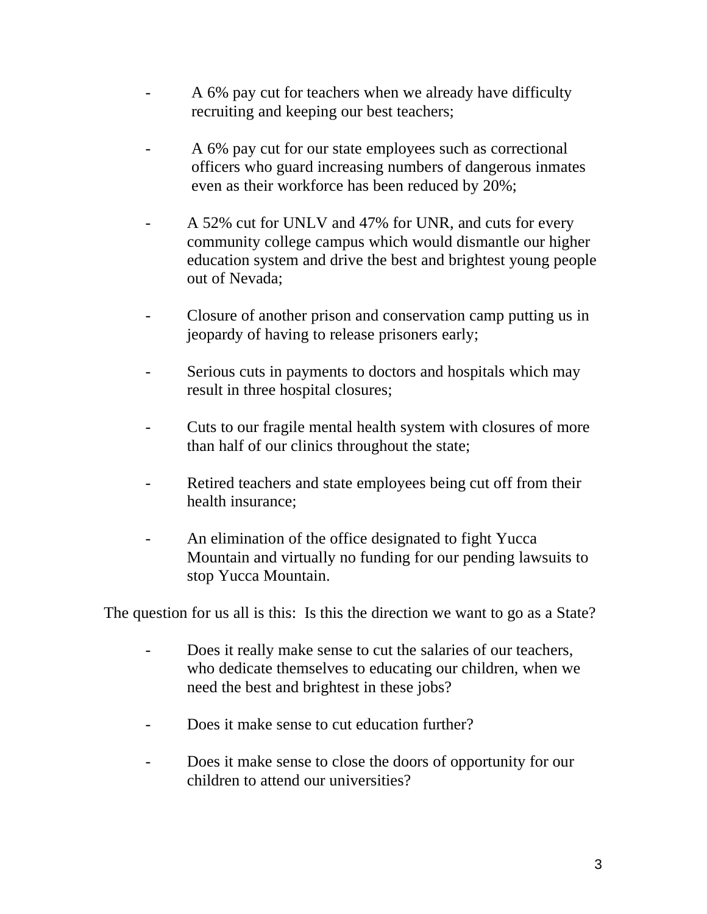- A 6% pay cut for teachers when we already have difficulty recruiting and keeping our best teachers;

- A 6% pay cut for our state employees such as correctional officers who guard increasing numbers of dangerous inmates even as their workforce has been reduced by 20%;

- A 52% cut for UNLV and 47% for UNR, and cuts for every community college campus which would dismantle our higher education system and drive the best and brightest young people out of Nevada;

- Closure of another prison and conservation camp putting us in jeopardy of having to release prisoners early;

- Serious cuts in payments to doctors and hospitals which may result in three hospital closures;

- Cuts to our fragile mental health system with closures of more than half of our clinics throughout the state;

- Retired teachers and state employees being cut off from their health insurance;

- An elimination of the office designated to fight Yucca Mountain and virtually no funding for our pending lawsuits to stop Yucca Mountain.

The question for us all is this: Is this the direction we want to go as a State?

- Does it really make sense to cut the salaries of our teachers, who dedicate themselves to educating our children, when we need the best and brightest in these jobs?

- Does it make sense to cut education further?

- Does it make sense to close the doors of opportunity for our children to attend our universities?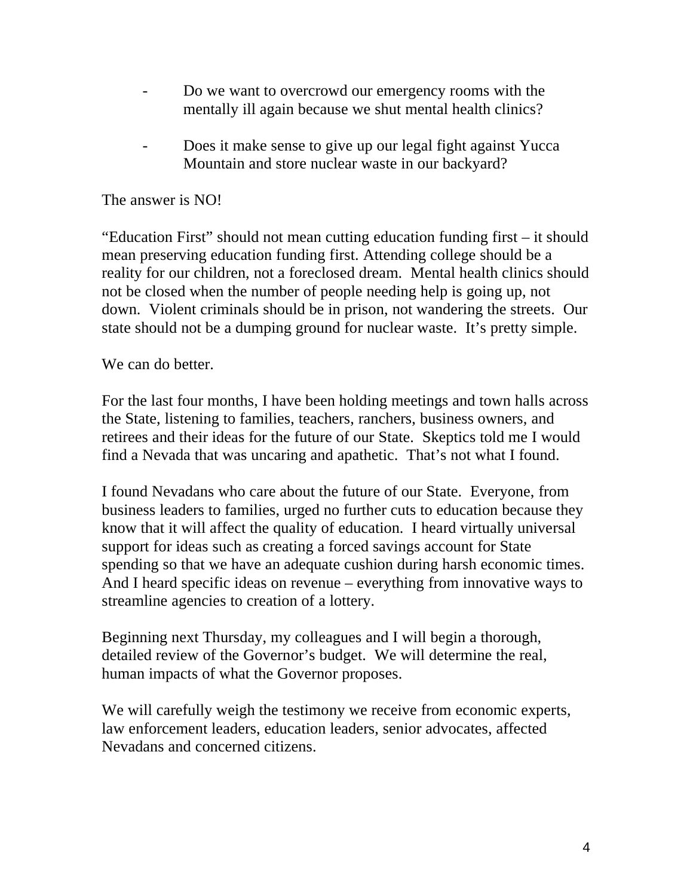- Do we want to overcrowd our emergency rooms with the mentally ill again because we shut mental health clinics?

- Does it make sense to give up our legal fight against Yucca Mountain and store nuclear waste in our backyard?

The answer is NO!

"Education First" should not mean cutting education funding first – it should mean preserving education funding first. Attending college should be a reality for our children, not a foreclosed dream. Mental health clinics should not be closed when the number of people needing help is going up, not down. Violent criminals should be in prison, not wandering the streets. Our state should not be a dumping ground for nuclear waste. It's pretty simple.

We can do better.

For the last four months, I have been holding meetings and town halls across the State, listening to families, teachers, ranchers, business owners, and retirees and their ideas for the future of our State. Skeptics told me I would find a Nevada that was uncaring and apathetic. That's not what I found.

I found Nevadans who care about the future of our State. Everyone, from business leaders to families, urged no further cuts to education because they know that it will affect the quality of education. I heard virtually universal support for ideas such as creating a forced savings account for State spending so that we have an adequate cushion during harsh economic times. And I heard specific ideas on revenue – everything from innovative ways to streamline agencies to creation of a lottery.

Beginning next Thursday, my colleagues and I will begin a thorough, detailed review of the Governor's budget. We will determine the real, human impacts of what the Governor proposes.

We will carefully weigh the testimony we receive from economic experts, law enforcement leaders, education leaders, senior advocates, affected Nevadans and concerned citizens.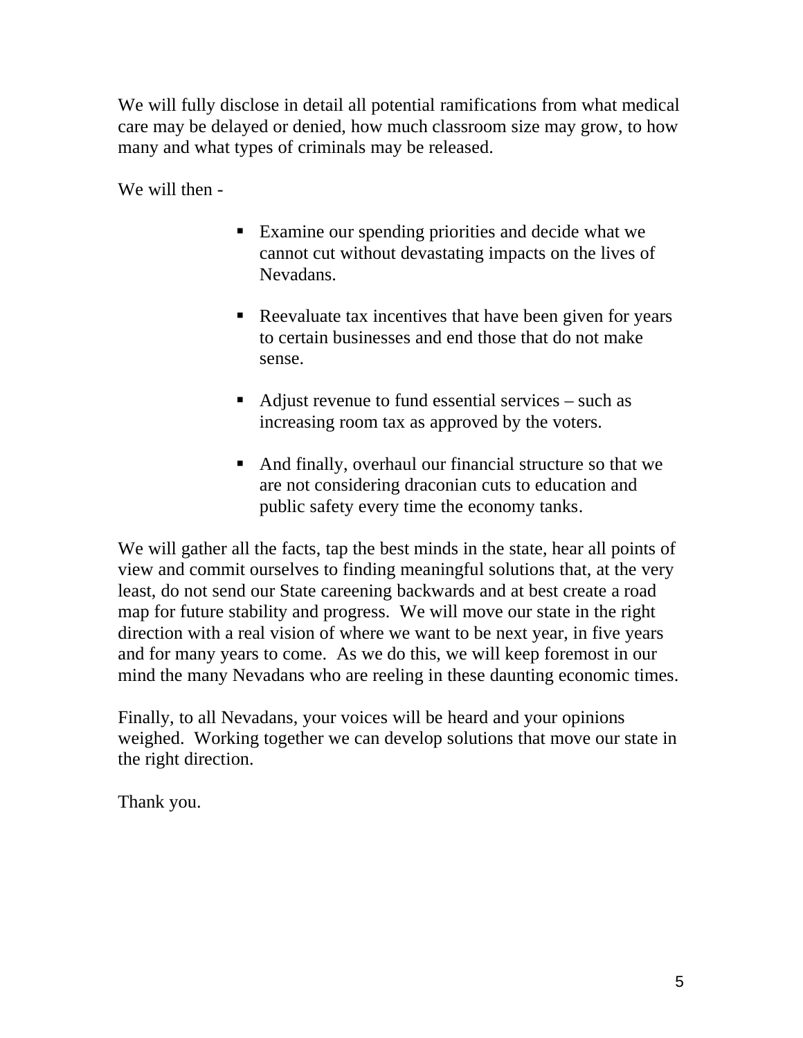We will fully disclose in detail all potential ramifications from what medical care may be delayed or denied, how much classroom size may grow, to how many and what types of criminals may be released.

We will then -

- Examine our spending priorities and decide what we cannot cut without devastating impacts on the lives of Nevadans.

- Reevaluate tax incentives that have been given for years to certain businesses and end those that do not make sense.

- Adjust revenue to fund essential services – such as increasing room tax as approved by the voters.

- And finally, overhaul our financial structure so that we are not considering draconian cuts to education and public safety every time the economy tanks.

We will gather all the facts, tap the best minds in the state, hear all points of view and commit ourselves to finding meaningful solutions that, at the very least, do not send our State careening backwards and at best create a road map for future stability and progress. We will move our state in the right direction with a real vision of where we want to be next year, in five years and for many years to come. As we do this, we will keep foremost in our mind the many Nevadans who are reeling in these daunting economic times.

Finally, to all Nevadans, your voices will be heard and your opinions weighed. Working together we can develop solutions that move our state in the right direction.

Thank you.